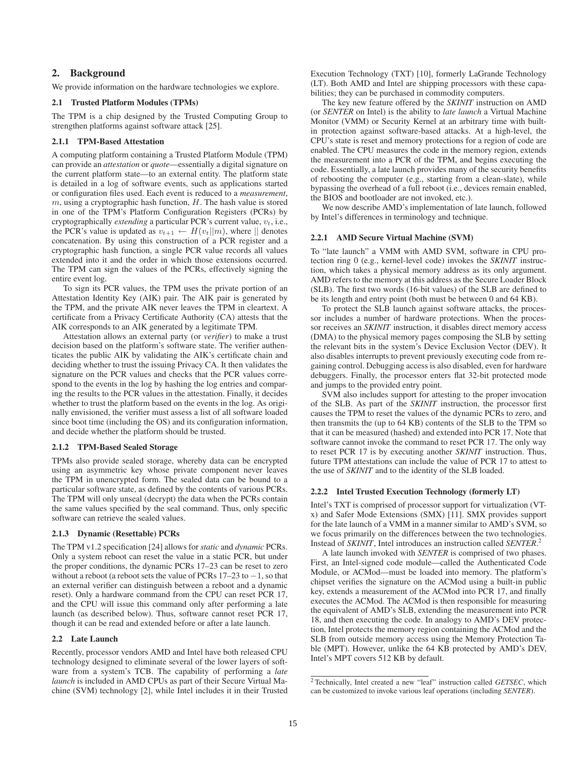## 2. Background

We provide information on the hardware technologies we explore.

### 2.1 Trusted Platform Modules (TPMs)

The TPM is a chip designed by the Trusted Computing Group to strengthen platforms against software attack [25].

#### 2.1.1 TPM-Based Attestation

A computing platform containing a Trusted Platform Module (TPM) can provide an *attestation* or *quote*—essentially a digital signature on the current platform state—to an external entity. The platform state is detailed in a log of software events, such as applications started or configuration files used. Each event is reduced to a *measurement*, $m$, using a cryptographic hash function, $H$. The hash value is stored in one of the TPM's Platform Configuration Registers (PCRs) by cryptographically *extending* a particular PCR's current value, $v_t$, i.e., the PCR's value is updated as $v_{t+1} \leftarrow H(v_t||m)$, where $||$ denotes concatenation. By using this construction of a PCR register and a cryptographic hash function, a single PCR value records all values extended into it and the order in which those extensions occurred. The TPM can sign the values of the PCRs, effectively signing the entire event log.

To sign its PCR values, the TPM uses the private portion of an Attestation Identity Key (AIK) pair. The AIK pair is generated by the TPM, and the private AIK never leaves the TPM in cleartext. A certificate from a Privacy Certificate Authority (CA) attests that the AIK corresponds to an AIK generated by a legitimate TPM.

Attestation allows an external party (or *verifier*) to make a trust decision based on the platform's software state. The verifier authenticates the public AIK by validating the AIK's certificate chain and deciding whether to trust the issuing Privacy CA. It then validates the signature on the PCR values and checks that the PCR values correspond to the events in the log by hashing the log entries and comparing the results to the PCR values in the attestation. Finally, it decides whether to trust the platform based on the events in the log. As originally envisioned, the verifier must assess a list of all software loaded since boot time (including the OS) and its configuration information, and decide whether the platform should be trusted.

#### 2.1.2 TPM-Based Sealed Storage

TPMs also provide sealed storage, whereby data can be encrypted using an asymmetric key whose private component never leaves the TPM in unencrypted form. The sealed data can be bound to a particular software state, as defined by the contents of various PCRs. The TPM will only unseal (decrypt) the data when the PCRs contain the same values specified by the seal command. Thus, only specific software can retrieve the sealed values.

#### 2.1.3 Dynamic (Resettable) PCRs

The TPM v1.2 specification [24] allows for *static* and *dynamic* PCRs. Only a system reboot can reset the value in a static PCR, but under the proper conditions, the dynamic PCRs 17–23 can be reset to zero without a reboot (a reboot sets the value of PCRs 17–23 to $-1$, so that an external verifier can distinguish between a reboot and a dynamic reset). Only a hardware command from the CPU can reset PCR 17, and the CPU will issue this command only after performing a late launch (as described below). Thus, software cannot reset PCR 17, though it can be read and extended before or after a late launch.

### 2.2 Late Launch

Recently, processor vendors AMD and Intel have both released CPU technology designed to eliminate several of the lower layers of software from a system's TCB. The capability of performing a *late launch* is included in AMD CPUs as part of their Secure Virtual Machine (SVM) technology [2], while Intel includes it in their Trusted Execution Technology (TXT) [10], formerly LaGrande Technology (LT). Both AMD and Intel are shipping processors with these capabilities; they can be purchased in commodity computers.

The key new feature offered by the *SKINIT* instruction on AMD (or *SENTER* on Intel) is the ability to *late launch* a Virtual Machine Monitor (VMM) or Security Kernel at an arbitrary time with built-in protection against software-based attacks. At a high-level, the CPU's state is reset and memory protections for a region of code are enabled. The CPU measures the code in the memory region, extends the measurement into a PCR of the TPM, and begins executing the code. Essentially, a late launch provides many of the security benefits of rebooting the computer (e.g., starting from a clean-slate), while bypassing the overhead of a full reboot (i.e., devices remain enabled, the BIOS and bootloader are not invoked, etc.).

We now describe AMD's implementation of late launch, followed by Intel's differences in terminology and technique.

#### 2.2.1 AMD Secure Virtual Machine (SVM)

To "late launch" a VMM with AMD SVM, software in CPU protection ring 0 (e.g., kernel-level code) invokes the *SKINIT* instruction, which takes a physical memory address as its only argument. AMD refers to the memory at this address as the Secure Loader Block (SLB). The first two words (16-bit values) of the SLB are defined to be its length and entry point (both must be between 0 and 64 KB).

To protect the SLB launch against software attacks, the processor includes a number of hardware protections. When the processor receives an *SKINIT* instruction, it disables direct memory access (DMA) to the physical memory pages composing the SLB by setting the relevant bits in the system's Device Exclusion Vector (DEV). It also disables interrupts to prevent previously executing code from regaining control. Debugging access is also disabled, even for hardware debuggers. Finally, the processor enters flat 32-bit protected mode and jumps to the provided entry point.

SVM also includes support for attesting to the proper invocation of the SLB. As part of the *SKINIT* instruction, the processor first causes the TPM to reset the values of the dynamic PCRs to zero, and then transmits the (up to 64 KB) contents of the SLB to the TPM so that it can be measured (hashed) and extended into PCR 17. Note that software cannot invoke the command to reset PCR 17. The only way to reset PCR 17 is by executing another *SKINIT* instruction. Thus, future TPM attestations can include the value of PCR 17 to attest to the use of *SKINIT* and to the identity of the SLB loaded.

#### 2.2.2 Intel Trusted Execution Technology (formerly LT)

Intel's TXT is comprised of processor support for virtualization (VT-x) and Safer Mode Extensions (SMX) [11]. SMX provides support for the late launch of a VMM in a manner similar to AMD's SVM, so we focus primarily on the differences between the two technologies. Instead of *SKINIT*, Intel introduces an instruction called *SENTER*.[2]

A late launch invoked with *SENTER* is comprised of two phases. First, an Intel-signed code module—called the Authenticated Code Module, or ACMod—must be loaded into memory. The platform's chipset verifies the signature on the ACMod using a built-in public key, extends a measurement of the ACMod into PCR 17, and finally executes the ACMod. The ACMod is then responsible for measuring the equivalent of AMD's SLB, extending the measurement into PCR 18, and then executing the code. In analogy to AMD's DEV protection, Intel protects the memory region containing the ACMod and the SLB from outside memory access using the Memory Protection Table (MPT). However, unlike the 64 KB protected by AMD's DEV, Intel's MPT covers 512 KB by default.

[2] Technically, Intel created a new "leaf" instruction called *GETSEC*, which can be customized to invoke various leaf operations (including *SENTER*).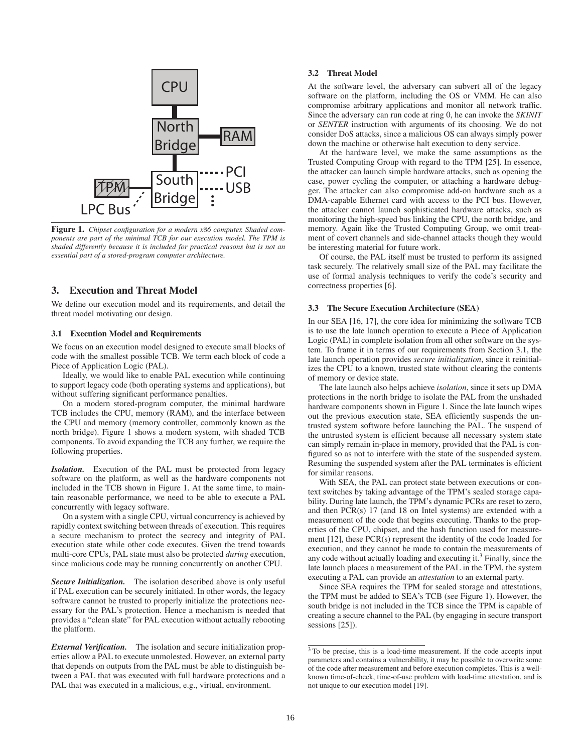Figure 1. *Chipset configuration for a modern x86 computer. Shaded components are part of the minimal TCB for our execution model. The TPM is shaded differently because it is included for practical reasons but is not an essential part of a stored-program computer architecture.*

## 3. Execution and Threat Model

We define our execution model and its requirements, and detail the threat model motivating our design.

### 3.1 Execution Model and Requirements

We focus on an execution model designed to execute small blocks of code with the smallest possible TCB. We term each block of code a Piece of Application Logic (PAL).

Ideally, we would like to enable PAL execution while continuing to support legacy code (both operating systems and applications), but without suffering significant performance penalties.

On a modern stored-program computer, the minimal hardware TCB includes the CPU, memory (RAM), and the interface between the CPU and memory (memory controller, commonly known as the north bridge). Figure 1 shows a modern system, with shaded TCB components. To avoid expanding the TCB any further, we require the following properties.

***Isolation.*** Execution of the PAL must be protected from legacy software on the platform, as well as the hardware components not included in the TCB shown in Figure 1. At the same time, to maintain reasonable performance, we need to be able to execute a PAL concurrently with legacy software.

On a system with a single CPU, virtual concurrency is achieved by rapidly context switching between threads of execution. This requires a secure mechanism to protect the secrecy and integrity of PAL execution state while other code executes. Given the trend towards multi-core CPUs, PAL state must also be protected *during* execution, since malicious code may be running concurrently on another CPU.

***Secure Initialization.*** The isolation described above is only useful if PAL execution can be securely initiated. In other words, the legacy software cannot be trusted to properly initialize the protections necessary for the PAL's protection. Hence a mechanism is needed that provides a "clean slate" for PAL execution without actually rebooting the platform.

***External Verification.*** The isolation and secure initialization properties allow a PAL to execute unmolested. However, an external party that depends on outputs from the PAL must be able to distinguish between a PAL that was executed with full hardware protections and a PAL that was executed in a malicious, e.g., virtual, environment.

### 3.2 Threat Model

At the software level, the adversary can subvert all of the legacy software on the platform, including the OS or VMM. He can also compromise arbitrary applications and monitor all network traffic. Since the adversary can run code at ring 0, he can invoke the *SKINIT* or *SENTER* instruction with arguments of its choosing. We do not consider DoS attacks, since a malicious OS can always simply power down the machine or otherwise halt execution to deny service.

At the hardware level, we make the same assumptions as the Trusted Computing Group with regard to the TPM [25]. In essence, the attacker can launch simple hardware attacks, such as opening the case, power cycling the computer, or attaching a hardware debugger. The attacker can also compromise add-on hardware such as a DMA-capable Ethernet card with access to the PCI bus. However, the attacker cannot launch sophisticated hardware attacks, such as monitoring the high-speed bus linking the CPU, the north bridge, and memory. Again like the Trusted Computing Group, we omit treatment of covert channels and side-channel attacks though they would be interesting material for future work.

Of course, the PAL itself must be trusted to perform its assigned task securely. The relatively small size of the PAL may facilitate the use of formal analysis techniques to verify the code's security and correctness properties [6].

### 3.3 The Secure Execution Architecture (SEA)

In our SEA [16, 17], the core idea for minimizing the software TCB is to use the late launch operation to execute a Piece of Application Logic (PAL) in complete isolation from all other software on the system. To frame it in terms of our requirements from Section 3.1, the late launch operation provides *secure initialization*, since it reinitializes the CPU to a known, trusted state without clearing the contents of memory or device state.

The late launch also helps achieve *isolation*, since it sets up DMA protections in the north bridge to isolate the PAL from the unshaded hardware components shown in Figure 1. Since the late launch wipes out the previous execution state, SEA efficiently suspends the untrusted system software before launching the PAL. The suspend of the untrusted system is efficient because all necessary system state can simply remain in-place in memory, provided that the PAL is configured so as not to interfere with the state of the suspended system. Resuming the suspended system after the PAL terminates is efficient for similar reasons.

With SEA, the PAL can protect state between executions or context switches by taking advantage of the TPM's sealed storage capability. During late launch, the TPM's dynamic PCRs are reset to zero, and then PCR(s) 17 (and 18 on Intel systems) are extended with a measurement of the code that begins executing. Thanks to the properties of the CPU, chipset, and the hash function used for measurement [12], these PCR(s) represent the identity of the code loaded for execution, and they cannot be made to contain the measurements of any code without actually loading and executing it.[3] Finally, since the late launch places a measurement of the PAL in the TPM, the system executing a PAL can provide an *attestation* to an external party.

Since SEA requires the TPM for sealed storage and attestations, the TPM must be added to SEA's TCB (see Figure 1). However, the south bridge is not included in the TCB since the TPM is capable of creating a secure channel to the PAL (by engaging in secure transport sessions [25]).

[3] To be precise, this is a load-time measurement. If the code accepts input parameters and contains a vulnerability, it may be possible to overwrite some of the code after measurement and before execution completes. This is a well-known time-of-check, time-of-use problem with load-time attestation, and is not unique to our execution model [19].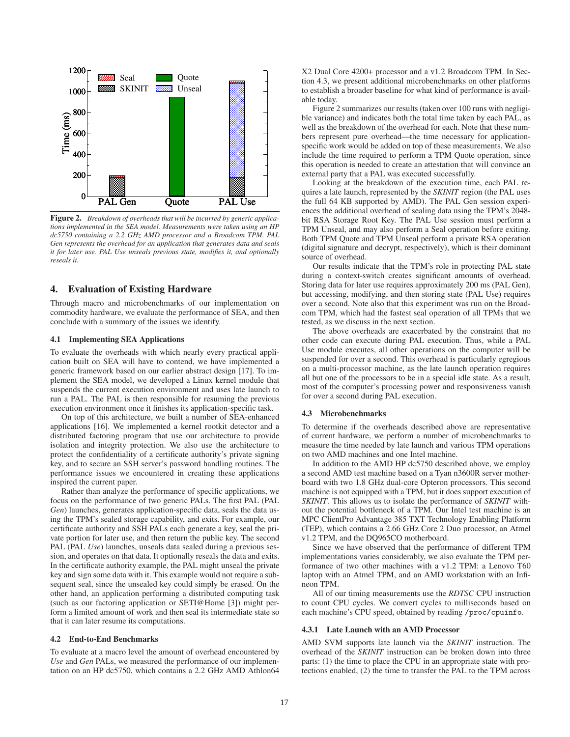Figure 2. *Breakdown of overheads that will be incurred by generic applications implemented in the SEA model. Measurements were taken using an HP dc5750 containing a 2.2 GHz AMD processor and a Broadcom TPM. PAL Gen represents the overhead for an application that generates data and seals it for later use. PAL Use unseals previous state, modifies it, and optionally reseals it.*

## 4. Evaluation of Existing Hardware

Through macro and microbenchmarks of our implementation on commodity hardware, we evaluate the performance of SEA, and then conclude with a summary of the issues we identify.

### 4.1 Implementing SEA Applications

To evaluate the overheads with which nearly every practical application built on SEA will have to contend, we have implemented a generic framework based on our earlier abstract design [17]. To implement the SEA model, we developed a Linux kernel module that suspends the current execution environment and uses late launch to run a PAL. The PAL is then responsible for resuming the previous execution environment once it finishes its application-specific task.

On top of this architecture, we built a number of SEA-enhanced applications [16]. We implemented a kernel rootkit detector and a distributed factoring program that use our architecture to provide isolation and integrity protection. We also use the architecture to protect the confidentiality of a certificate authority's private signing key, and to secure an SSH server's password handling routines. The performance issues we encountered in creating these applications inspired the current paper.

Rather than analyze the performance of specific applications, we focus on the performance of two generic PALs. The first PAL (PAL *Gen*) launches, generates application-specific data, seals the data using the TPM's sealed storage capability, and exits. For example, our certificate authority and SSH PALs each generate a key, seal the private portion for later use, and then return the public key. The second PAL (PAL *Use*) launches, unseals data sealed during a previous session, and operates on that data. It optionally reseals the data and exits. In the certificate authority example, the PAL might unseal the private key and sign some data with it. This example would not require a subsequent seal, since the unsealed key could simply be erased. On the other hand, an application performing a distributed computing task (such as our factoring application or SETI@Home [3]) might perform a limited amount of work and then seal its intermediate state so that it can later resume its computations.

### 4.2 End-to-End Benchmarks

To evaluate at a macro level the amount of overhead encountered by *Use* and *Gen* PALs, we measured the performance of our implementation on an HP dc5750, which contains a 2.2 GHz AMD Athlon64 X2 Dual Core 4200+ processor and a v1.2 Broadcom TPM. In Section 4.3, we present additional microbenchmarks on other platforms to establish a broader baseline for what kind of performance is available today.

Figure 2 summarizes our results (taken over 100 runs with negligible variance) and indicates both the total time taken by each PAL, as well as the breakdown of the overhead for each. Note that these numbers represent pure overhead—the time necessary for application-specific work would be added on top of these measurements. We also include the time required to perform a TPM Quote operation, since this operation is needed to create an attestation that will convince an external party that a PAL was executed successfully.

Looking at the breakdown of the execution time, each PAL requires a late launch, represented by the *SKINIT* region (the PAL uses the full 64 KB supported by AMD). The PAL Gen session experiences the additional overhead of sealing data using the TPM's 2048-bit RSA Storage Root Key. The PAL Use session must perform a TPM Unseal, and may also perform a Seal operation before exiting. Both TPM Quote and TPM Unseal perform a private RSA operation (digital signature and decrypt, respectively), which is their dominant source of overhead.

Our results indicate that the TPM's role in protecting PAL state during a context-switch creates significant amounts of overhead. Storing data for later use requires approximately 200 ms (PAL Gen), but accessing, modifying, and then storing state (PAL Use) requires over a second. Note also that this experiment was run on the Broadcom TPM, which had the fastest seal operation of all TPMs that we tested, as we discuss in the next section.

The above overheads are exacerbated by the constraint that no other code can execute during PAL execution. Thus, while a PAL Use module executes, all other operations on the computer will be suspended for over a second. This overhead is particularly egregious on a multi-processor machine, as the late launch operation requires all but one of the processors to be in a special idle state. As a result, most of the computer's processing power and responsiveness vanish for over a second during PAL execution.

### 4.3 Microbenchmarks

To determine if the overheads described above are representative of current hardware, we perform a number of microbenchmarks to measure the time needed by late launch and various TPM operations on two AMD machines and one Intel machine.

In addition to the AMD HP dc5750 described above, we employ a second AMD test machine based on a Tyan n3600R server motherboard with two 1.8 GHz dual-core Opteron processors. This second machine is not equipped with a TPM, but it does support execution of *SKINIT*. This allows us to isolate the performance of *SKINIT* without the potential bottleneck of a TPM. Our Intel test machine is an MPC ClientPro Advantage 385 TXT Technology Enabling Platform (TEP), which contains a 2.66 GHz Core 2 Duo processor, an Atmel v1.2 TPM, and the DQ965CO motherboard.

Since we have observed that the performance of different TPM implementations varies considerably, we also evaluate the TPM performance of two other machines with a v1.2 TPM: a Lenovo T60 laptop with an Atmel TPM, and an AMD workstation with an Infineon TPM.

All of our timing measurements use the *RDTSC* CPU instruction to count CPU cycles. We convert cycles to milliseconds based on each machine's CPU speed, obtained by reading `/proc/cpuinfo`.

#### 4.3.1 Late Launch with an AMD Processor

AMD SVM supports late launch via the *SKINIT* instruction. The overhead of the *SKINIT* instruction can be broken down into three parts: (1) the time to place the CPU in an appropriate state with protections enabled, (2) the time to transfer the PAL to the TPM across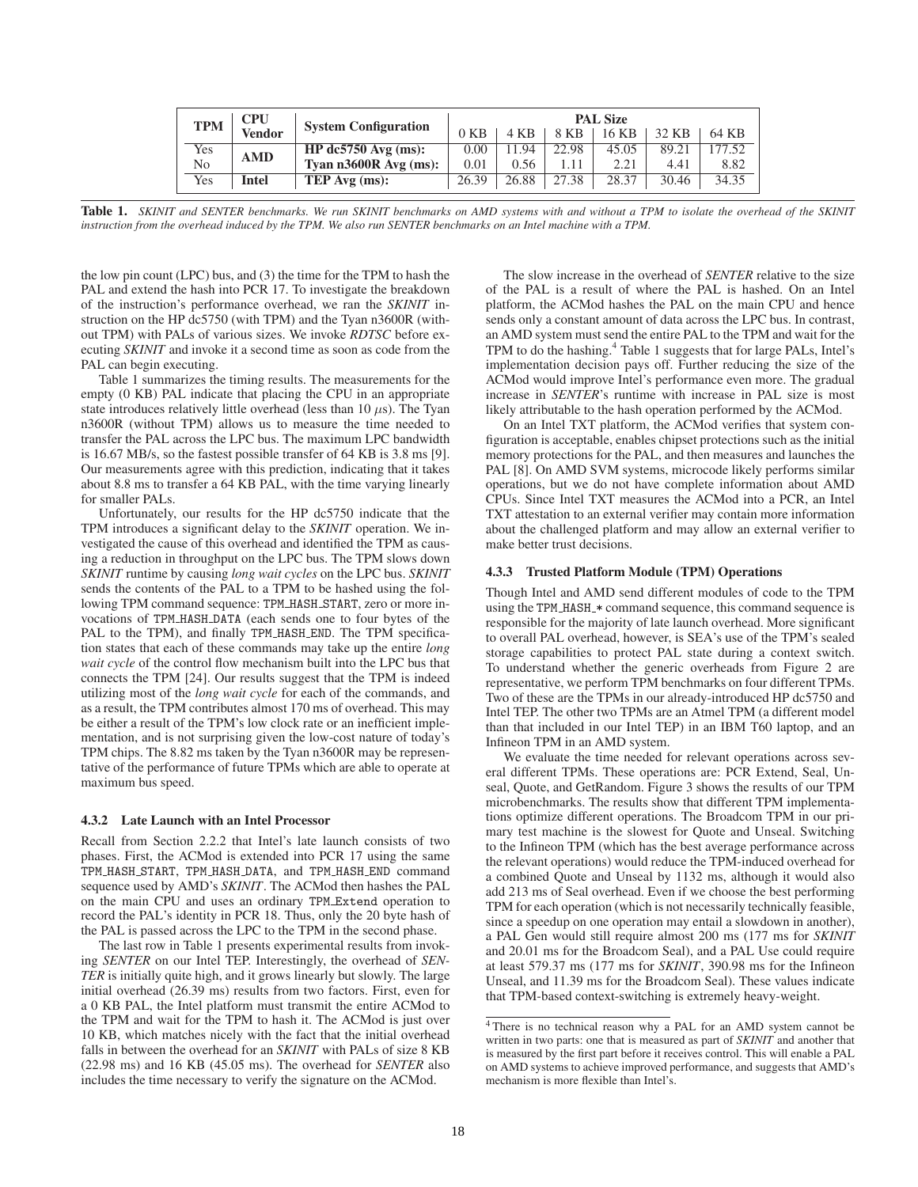| TPM | CPU Vendor | System Configuration | PAL Size | | | | | |
|---|---|---|---|---|---|---|---|---|
| | | | 0 KB | 4 KB | 8 KB | 16 KB | 32 KB | 64 KB |
| Yes | AMD | **HP dc5750 Avg (ms):** | 0.00 | 11.94 | 22.98 | 45.05 | 89.21 | 177.52 |
| No | | **Tyan n3600R Avg (ms):** | 0.01 | 0.56 | 1.11 | 2.21 | 4.41 | 8.82 |
| Yes | **Intel** | **TEP Avg (ms):** | 26.39 | 26.88 | 27.38 | 28.37 | 30.46 | 34.35 |

**Table 1.** *SKINIT and SENTER benchmarks. We run SKINIT benchmarks on AMD systems with and without a TPM to isolate the overhead of the SKINIT instruction from the overhead induced by the TPM. We also run SENTER benchmarks on an Intel machine with a TPM.*

the low pin count (LPC) bus, and (3) the time for the TPM to hash the PAL and extend the hash into PCR 17. To investigate the breakdown of the instruction's performance overhead, we ran the *SKINIT* instruction on the HP dc5750 (with TPM) and the Tyan n3600R (without TPM) with PALs of various sizes. We invoke *RDTSC* before executing *SKINIT* and invoke it a second time as soon as code from the PAL can begin executing.

Table 1 summarizes the timing results. The measurements for the empty (0 KB) PAL indicate that placing the CPU in an appropriate state introduces relatively little overhead (less than 10 $\mu$s). The Tyan n3600R (without TPM) allows us to measure the time needed to transfer the PAL across the LPC bus. The maximum LPC bandwidth is 16.67 MB/s, so the fastest possible transfer of 64 KB is 3.8 ms [9]. Our measurements agree with this prediction, indicating that it takes about 8.8 ms to transfer a 64 KB PAL, with the time varying linearly for smaller PALs.

Unfortunately, our results for the HP dc5750 indicate that the TPM introduces a significant delay to the *SKINIT* operation. We investigated the cause of this overhead and identified the TPM as causing a reduction in throughput on the LPC bus. The TPM slows down *SKINIT* runtime by causing *long wait cycles* on the LPC bus. *SKINIT* sends the contents of the PAL to a TPM to be hashed using the following TPM command sequence: `TPM_HASH_START`, zero or more invocations of `TPM_HASH_DATA` (each sends one to four bytes of the PAL to the TPM), and finally `TPM_HASH_END`. The TPM specification states that each of these commands may take up the entire *long wait cycle* of the control flow mechanism built into the LPC bus that connects the TPM [24]. Our results suggest that the TPM is indeed utilizing most of the *long wait cycle* for each of the commands, and as a result, the TPM contributes almost 170 ms of overhead. This may be either a result of the TPM's low clock rate or an inefficient implementation, and is not surprising given the low-cost nature of today's TPM chips. The 8.82 ms taken by the Tyan n3600R may be representative of the performance of future TPMs which are able to operate at maximum bus speed.

#### 4.3.2 Late Launch with an Intel Processor

Recall from Section 2.2.2 that Intel's late launch consists of two phases. First, the ACMod is extended into PCR 17 using the same `TPM_HASH_START`, `TPM_HASH_DATA`, and `TPM_HASH_END` command sequence used by AMD's *SKINIT*. The ACMod then hashes the PAL on the main CPU and uses an ordinary `TPM_Extend` operation to record the PAL's identity in PCR 18. Thus, only the 20 byte hash of the PAL is passed across the LPC to the TPM in the second phase.

The last row in Table 1 presents experimental results from invoking *SENTER* on our Intel TEP. Interestingly, the overhead of *SENTER* is initially quite high, and it grows linearly but slowly. The large initial overhead (26.39 ms) results from two factors. First, even for a 0 KB PAL, the Intel platform must transmit the entire ACMod to the TPM and wait for the TPM to hash it. The ACMod is just over 10 KB, which matches nicely with the fact that the initial overhead falls in between the overhead for an *SKINIT* with PALs of size 8 KB (22.98 ms) and 16 KB (45.05 ms). The overhead for *SENTER* also includes the time necessary to verify the signature on the ACMod.

The slow increase in the overhead of *SENTER* relative to the size of the PAL is a result of where the PAL is hashed. On an Intel platform, the ACMod hashes the PAL on the main CPU and hence sends only a constant amount of data across the LPC bus. In contrast, an AMD system must send the entire PAL to the TPM and wait for the TPM to do the hashing.[4] Table 1 suggests that for large PALs, Intel's implementation decision pays off. Further reducing the size of the ACMod would improve Intel's performance even more. The gradual increase in *SENTER*'s runtime with increase in PAL size is most likely attributable to the hash operation performed by the ACMod.

On an Intel TXT platform, the ACMod verifies that system configuration is acceptable, enables chipset protections such as the initial memory protections for the PAL, and then measures and launches the PAL [8]. On AMD SVM systems, microcode likely performs similar operations, but we do not have complete information about AMD CPUs. Since Intel TXT measures the ACMod into a PCR, an Intel TXT attestation to an external verifier may contain more information about the challenged platform and may allow an external verifier to make better trust decisions.

#### 4.3.3 Trusted Platform Module (TPM) Operations

Though Intel and AMD send different modules of code to the TPM using the `TPM_HASH_*` command sequence, this command sequence is responsible for the majority of late launch overhead. More significant to overall PAL overhead, however, is SEA's use of the TPM's sealed storage capabilities to protect PAL state during a context switch. To understand whether the generic overheads from Figure 2 are representative, we perform TPM benchmarks on four different TPMs. Two of these are the TPMs in our already-introduced HP dc5750 and Intel TEP. The other two TPMs are an Atmel TPM (a different model than that included in our Intel TEP) in an IBM T60 laptop, and an Infineon TPM in an AMD system.

We evaluate the time needed for relevant operations across several different TPMs. These operations are: PCR Extend, Seal, Unseal, Quote, and GetRandom. Figure 3 shows the results of our TPM microbenchmarks. The results show that different TPM implementations optimize different operations. The Broadcom TPM in our primary test machine is the slowest for Quote and Unseal. Switching to the Infineon TPM (which has the best average performance across the relevant operations) would reduce the TPM-induced overhead for a combined Quote and Unseal by 1132 ms, although it would also add 213 ms of Seal overhead. Even if we choose the best performing TPM for each operation (which is not necessarily technically feasible, since a speedup on one operation may entail a slowdown in another), a PAL Gen would still require almost 200 ms (177 ms for *SKINIT* and 20.01 ms for the Broadcom Seal), and a PAL Use could require at least 579.37 ms (177 ms for *SKINIT*, 390.98 ms for the Infineon Unseal, and 11.39 ms for the Broadcom Seal). These values indicate that TPM-based context-switching is extremely heavy-weight.

[4] There is no technical reason why a PAL for an AMD system cannot be written in two parts: one that is measured as part of *SKINIT* and another that is measured by the first part before it receives control. This will enable a PAL on AMD systems to achieve improved performance, and suggests that AMD's mechanism is more flexible than Intel's.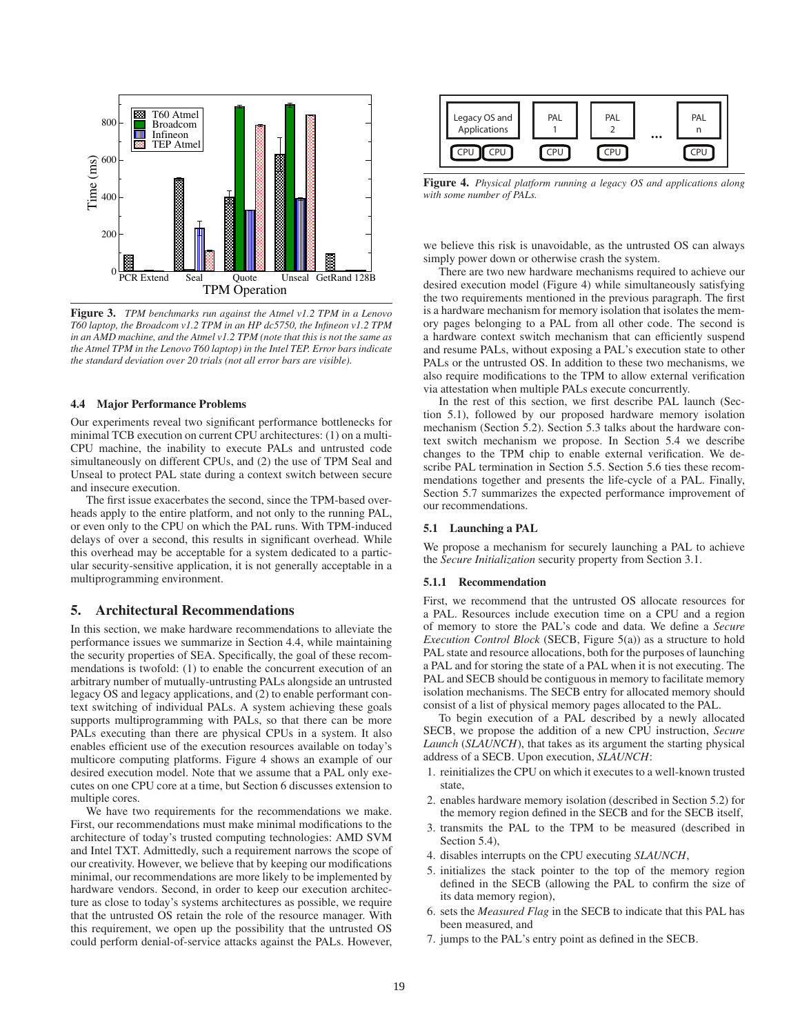**Figure 3.** *TPM benchmarks run against the Atmel v1.2 TPM in a Lenovo T60 laptop, the Broadcom v1.2 TPM in an HP dc5750, the Infineon v1.2 TPM in an AMD machine, and the Atmel v1.2 TPM (note that this is not the same as the Atmel TPM in the Lenovo T60 laptop) in the Intel TEP. Error bars indicate the standard deviation over 20 trials (not all error bars are visible).*

### 4.4 Major Performance Problems

Our experiments reveal two significant performance bottlenecks for minimal TCB execution on current CPU architectures: (1) on a multi-CPU machine, the inability to execute PALs and untrusted code simultaneously on different CPUs, and (2) the use of TPM Seal and Unseal to protect PAL state during a context switch between secure and insecure execution.

The first issue exacerbates the second, since the TPM-based overheads apply to the entire platform, and not only to the running PAL, or even only to the CPU on which the PAL runs. With TPM-induced delays of over a second, this results in significant overhead. While this overhead may be acceptable for a system dedicated to a particular security-sensitive application, it is not generally acceptable in a multiprogramming environment.

## 5. Architectural Recommendations

In this section, we make hardware recommendations to alleviate the performance issues we summarize in Section 4.4, while maintaining the security properties of SEA. Specifically, the goal of these recommendations is twofold: (1) to enable the concurrent execution of an arbitrary number of mutually-untrusting PALs alongside an untrusted legacy OS and legacy applications, and (2) to enable performant context switching of individual PALs. A system achieving these goals supports multiprogramming with PALs, so that there can be more PALs executing than there are physical CPUs in a system. It also enables efficient use of the execution resources available on today's multicore computing platforms. Figure 4 shows an example of our desired execution model. Note that we assume that a PAL only executes on one CPU core at a time, but Section 6 discusses extension to multiple cores.

We have two requirements for the recommendations we make. First, our recommendations must make minimal modifications to the architecture of today's trusted computing technologies: AMD SVM and Intel TXT. Admittedly, such a requirement narrows the scope of our creativity. However, we believe that by keeping our modifications minimal, our recommendations are more likely to be implemented by hardware vendors. Second, in order to keep our execution architecture as close to today's systems architectures as possible, we require that the untrusted OS retain the role of the resource manager. With this requirement, we open up the possibility that the untrusted OS could perform denial-of-service attacks against the PALs. However, we believe this risk is unavoidable, as the untrusted OS can always simply power down or otherwise crash the system.

**Figure 4.** *Physical platform running a legacy OS and applications along with some number of PALs.*

There are two new hardware mechanisms required to achieve our desired execution model (Figure 4) while simultaneously satisfying the two requirements mentioned in the previous paragraph. The first is a hardware mechanism for memory isolation that isolates the memory pages belonging to a PAL from all other code. The second is a hardware context switch mechanism that can efficiently suspend and resume PALs, without exposing a PAL's execution state to other PALs or the untrusted OS. In addition to these two mechanisms, we also require modifications to the TPM to allow external verification via attestation when multiple PALs execute concurrently.

In the rest of this section, we first describe PAL launch (Section 5.1), followed by our proposed hardware memory isolation mechanism (Section 5.2). Section 5.3 talks about the hardware context switch mechanism we propose. In Section 5.4 we describe changes to the TPM chip to enable external verification. We describe PAL termination in Section 5.5. Section 5.6 ties these recommendations together and presents the life-cycle of a PAL. Finally, Section 5.7 summarizes the expected performance improvement of our recommendations.

### 5.1 Launching a PAL

We propose a mechanism for securely launching a PAL to achieve the *Secure Initialization* security property from Section 3.1.

#### 5.1.1 Recommendation

First, we recommend that the untrusted OS allocate resources for a PAL. Resources include execution time on a CPU and a region of memory to store the PAL's code and data. We define a *Secure Execution Control Block* (SECB, Figure 5(a)) as a structure to hold PAL state and resource allocations, both for the purposes of launching a PAL and for storing the state of a PAL when it is not executing. The PAL and SECB should be contiguous in memory to facilitate memory isolation mechanisms. The SECB entry for allocated memory should consist of a list of physical memory pages allocated to the PAL.

To begin execution of a PAL described by a newly allocated SECB, we propose the addition of a new CPU instruction, *Secure Launch* (*SLAUNCH*), that takes as its argument the starting physical address of a SECB. Upon execution, *SLAUNCH*:

1. reinitializes the CPU on which it executes to a well-known trusted state,
2. enables hardware memory isolation (described in Section 5.2) for the memory region defined in the SECB and for the SECB itself,
3. transmits the PAL to the TPM to be measured (described in Section 5.4),
4. disables interrupts on the CPU executing *SLAUNCH*,
5. initializes the stack pointer to the top of the memory region defined in the SECB (allowing the PAL to confirm the size of its data memory region),
6. sets the *Measured Flag* in the SECB to indicate that this PAL has been measured, and
7. jumps to the PAL's entry point as defined in the SECB.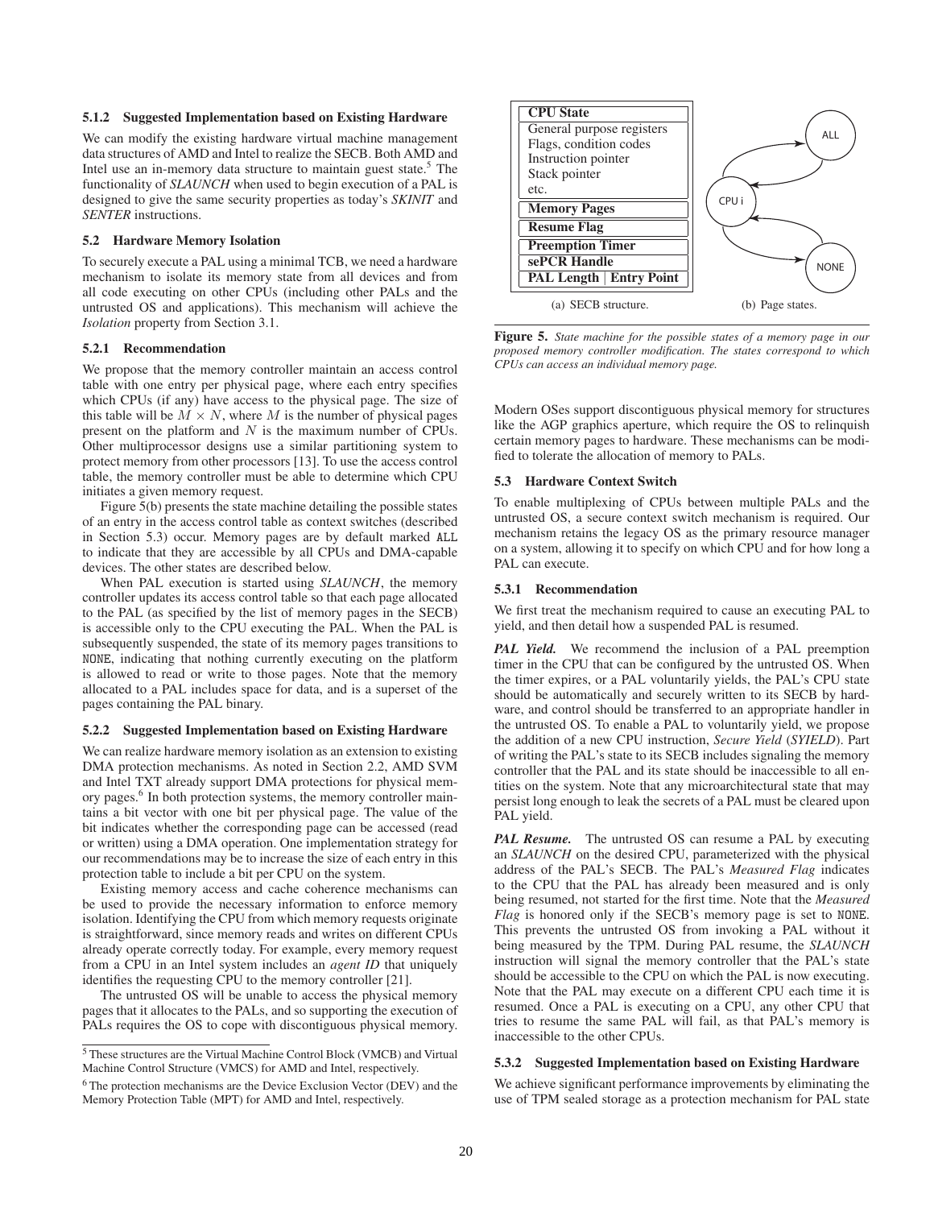#### 5.1.2 Suggested Implementation based on Existing Hardware

We can modify the existing hardware virtual machine management data structures of AMD and Intel to realize the SECB. Both AMD and Intel use an in-memory data structure to maintain guest state.[5] The functionality of *SLAUNCH* when used to begin execution of a PAL is designed to give the same security properties as today's *SKINIT* and *SENTER* instructions.

### 5.2 Hardware Memory Isolation

To securely execute a PAL using a minimal TCB, we need a hardware mechanism to isolate its memory state from all devices and from all code executing on other CPUs (including other PALs and the untrusted OS and applications). This mechanism will achieve the *Isolation* property from Section 3.1.

#### 5.2.1 Recommendation

We propose that the memory controller maintain an access control table with one entry per physical page, where each entry specifies which CPUs (if any) have access to the physical page. The size of this table will be $M \times N$, where $M$ is the number of physical pages present on the platform and $N$ is the maximum number of CPUs. Other multiprocessor designs use a similar partitioning system to protect memory from other processors [13]. To use the access control table, the memory controller must be able to determine which CPU initiates a given memory request.

Figure 5(b) presents the state machine detailing the possible states of an entry in the access control table as context switches (described in Section 5.3) occur. Memory pages are by default marked ALL to indicate that they are accessible by all CPUs and DMA-capable devices. The other states are described below.

When PAL execution is started using *SLAUNCH*, the memory controller updates its access control table so that each page allocated to the PAL (as specified by the list of memory pages in the SECB) is accessible only to the CPU executing the PAL. When the PAL is subsequently suspended, the state of its memory pages transitions to NONE, indicating that nothing currently executing on the platform is allowed to read or write to those pages. Note that the memory allocated to a PAL includes space for data, and is a superset of the pages containing the PAL binary.

#### 5.2.2 Suggested Implementation based on Existing Hardware

We can realize hardware memory isolation as an extension to existing DMA protection mechanisms. As noted in Section 2.2, AMD SVM and Intel TXT already support DMA protections for physical memory pages.[6] In both protection systems, the memory controller maintains a bit vector with one bit per physical page. The value of the bit indicates whether the corresponding page can be accessed (read or written) using a DMA operation. One implementation strategy for our recommendations may be to increase the size of each entry in this protection table to include a bit per CPU on the system.

Existing memory access and cache coherence mechanisms can be used to provide the necessary information to enforce memory isolation. Identifying the CPU from which memory requests originate is straightforward, since memory reads and writes on different CPUs already operate correctly today. For example, every memory request from a CPU in an Intel system includes an *agent ID* that uniquely identifies the requesting CPU to the memory controller [21].

The untrusted OS will be unable to access the physical memory pages that it allocates to the PALs, and so supporting the execution of PALs requires the OS to cope with discontiguous physical memory.

[5] These structures are the Virtual Machine Control Block (VMCB) and Virtual Machine Control Structure (VMCS) for AMD and Intel, respectively.

[6] The protection mechanisms are the Device Exclusion Vector (DEV) and the Memory Protection Table (MPT) for AMD and Intel, respectively.

| **CPU State** |
| --- |
| General purpose registers<br>Flags, condition codes<br>Instruction pointer<br>Stack pointer<br>etc. |
| **Memory Pages** |
| **Resume Flag** |
| **Preemption Timer** |
| **sePCR Handle** |
| **PAL Length \| Entry Point** |

(a) SECB structure. (b) Page states.

**Figure 5.** *State machine for the possible states of a memory page in our proposed memory controller modification. The states correspond to which CPUs can access an individual memory page.*

Modern OSes support discontiguous physical memory for structures like the AGP graphics aperture, which require the OS to relinquish certain memory pages to hardware. These mechanisms can be modified to tolerate the allocation of memory to PALs.

### 5.3 Hardware Context Switch

To enable multiplexing of CPUs between multiple PALs and the untrusted OS, a secure context switch mechanism is required. Our mechanism retains the legacy OS as the primary resource manager on a system, allowing it to specify on which CPU and for how long a PAL can execute.

#### 5.3.1 Recommendation

We first treat the mechanism required to cause an executing PAL to yield, and then detail how a suspended PAL is resumed.

***PAL Yield.*** We recommend the inclusion of a PAL preemption timer in the CPU that can be configured by the untrusted OS. When the timer expires, or a PAL voluntarily yields, the PAL's CPU state should be automatically and securely written to its SECB by hardware, and control should be transferred to an appropriate handler in the untrusted OS. To enable a PAL to voluntarily yield, we propose the addition of a new CPU instruction, *Secure Yield* (*SYIELD*). Part of writing the PAL's state to its SECB includes signaling the memory controller that the PAL and its state should be inaccessible to all entities on the system. Note that any microarchitectural state that may persist long enough to leak the secrets of a PAL must be cleared upon PAL yield.

***PAL Resume.*** The untrusted OS can resume a PAL by executing an *SLAUNCH* on the desired CPU, parameterized with the physical address of the PAL's SECB. The PAL's *Measured Flag* indicates to the CPU that the PAL has already been measured and is only being resumed, not started for the first time. Note that the *Measured Flag* is honored only if the SECB's memory page is set to NONE. This prevents the untrusted OS from invoking a PAL without it being measured by the TPM. During PAL resume, the *SLAUNCH* instruction will signal the memory controller that the PAL's state should be accessible to the CPU on which the PAL is now executing. Note that the PAL may execute on a different CPU each time it is resumed. Once a PAL is executing on a CPU, any other CPU that tries to resume the same PAL will fail, as that PAL's memory is inaccessible to the other CPUs.

#### 5.3.2 Suggested Implementation based on Existing Hardware

We achieve significant performance improvements by eliminating the use of TPM sealed storage as a protection mechanism for PAL state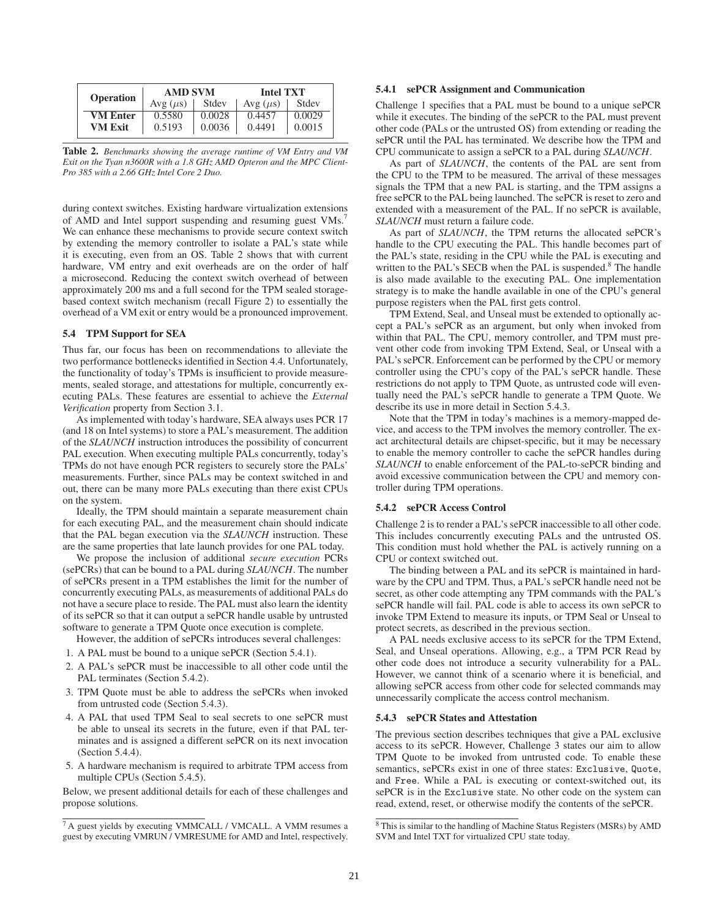| Operation | AMD SVM | | Intel TXT | |
|---|---|---|---|---|
| | Avg ($\mu$s) | Stdev | Avg ($\mu$s) | Stdev |
| **VM Enter** | 0.5580 | 0.0028 | 0.4457 | 0.0029 |
| **VM Exit** | 0.5193 | 0.0036 | 0.4491 | 0.0015 |

**Table 2.** *Benchmarks showing the average runtime of VM Entry and VM Exit on the Tyan n3600R with a 1.8 GHz AMD Opteron and the MPC Client-Pro 385 with a 2.66 GHz Intel Core 2 Duo.*

during context switches. Existing hardware virtualization extensions of AMD and Intel support suspending and resuming guest VMs.[7] We can enhance these mechanisms to provide secure context switch by extending the memory controller to isolate a PAL's state while it is executing, even from an OS. Table 2 shows that with current hardware, VM entry and exit overheads are on the order of half a microsecond. Reducing the context switch overhead of between approximately 200 ms and a full second for the TPM sealed storage-based context switch mechanism (recall Figure 2) to essentially the overhead of a VM exit or entry would be a pronounced improvement.

### 5.4 TPM Support for SEA

Thus far, our focus has been on recommendations to alleviate the two performance bottlenecks identified in Section 4.4. Unfortunately, the functionality of today's TPMs is insufficient to provide measurements, sealed storage, and attestations for multiple, concurrently executing PALs. These features are essential to achieve the *External Verification* property from Section 3.1.

As implemented with today's hardware, SEA always uses PCR 17 (and 18 on Intel systems) to store a PAL's measurement. The addition of the *SLAUNCH* instruction introduces the possibility of concurrent PAL execution. When executing multiple PALs concurrently, today's TPMs do not have enough PCR registers to securely store the PALs' measurements. Further, since PALs may be context switched in and out, there can be many more PALs executing than there exist CPUs on the system.

Ideally, the TPM should maintain a separate measurement chain for each executing PAL, and the measurement chain should indicate that the PAL began execution via the *SLAUNCH* instruction. These are the same properties that late launch provides for one PAL today.

We propose the inclusion of additional *secure execution* PCRs (sePCRs) that can be bound to a PAL during *SLAUNCH*. The number of sePCRs present in a TPM establishes the limit for the number of concurrently executing PALs, as measurements of additional PALs do not have a secure place to reside. The PAL must also learn the identity of its sePCR so that it can output a sePCR handle usable by untrusted software to generate a TPM Quote once execution is complete.

However, the addition of sePCRs introduces several challenges:

1. A PAL must be bound to a unique sePCR (Section 5.4.1).
2. A PAL's sePCR must be inaccessible to all other code until the PAL terminates (Section 5.4.2).
3. TPM Quote must be able to address the sePCRs when invoked from untrusted code (Section 5.4.3).
4. A PAL that used TPM Seal to seal secrets to one sePCR must be able to unseal its secrets in the future, even if that PAL terminates and is assigned a different sePCR on its next invocation (Section 5.4.4).
5. A hardware mechanism is required to arbitrate TPM access from multiple CPUs (Section 5.4.5).

Below, we present additional details for each of these challenges and propose solutions.

[7] A guest yields by executing VMMCALL / VMCALL. A VMM resumes a guest by executing VMRUN / VMRESUME for AMD and Intel, respectively.

#### 5.4.1 sePCR Assignment and Communication

Challenge 1 specifies that a PAL must be bound to a unique sePCR while it executes. The binding of the sePCR to the PAL must prevent other code (PALs or the untrusted OS) from extending or reading the sePCR until the PAL has terminated. We describe how the TPM and CPU communicate to assign a sePCR to a PAL during *SLAUNCH*.

As part of *SLAUNCH*, the contents of the PAL are sent from the CPU to the TPM to be measured. The arrival of these messages signals the TPM that a new PAL is starting, and the TPM assigns a free sePCR to the PAL being launched. The sePCR is reset to zero and extended with a measurement of the PAL. If no sePCR is available, *SLAUNCH* must return a failure code.

As part of *SLAUNCH*, the TPM returns the allocated sePCR's handle to the CPU executing the PAL. This handle becomes part of the PAL's state, residing in the CPU while the PAL is executing and written to the PAL's SECB when the PAL is suspended.[8] The handle is also made available to the executing PAL. One implementation strategy is to make the handle available in one of the CPU's general purpose registers when the PAL first gets control.

TPM Extend, Seal, and Unseal must be extended to optionally accept a PAL's sePCR as an argument, but only when invoked from within that PAL. The CPU, memory controller, and TPM must prevent other code from invoking TPM Extend, Seal, or Unseal with a PAL's sePCR. Enforcement can be performed by the CPU or memory controller using the CPU's copy of the PAL's sePCR handle. These restrictions do not apply to TPM Quote, as untrusted code will eventually need the PAL's sePCR handle to generate a TPM Quote. We describe its use in more detail in Section 5.4.3.

Note that the TPM in today's machines is a memory-mapped device, and access to the TPM involves the memory controller. The exact architectural details are chipset-specific, but it may be necessary to enable the memory controller to cache the sePCR handles during *SLAUNCH* to enable enforcement of the PAL-to-sePCR binding and avoid excessive communication between the CPU and memory controller during TPM operations.

#### 5.4.2 sePCR Access Control

Challenge 2 is to render a PAL's sePCR inaccessible to all other code. This includes concurrently executing PALs and the untrusted OS. This condition must hold whether the PAL is actively running on a CPU or context switched out.

The binding between a PAL and its sePCR is maintained in hardware by the CPU and TPM. Thus, a PAL's sePCR handle need not be secret, as other code attempting any TPM commands with the PAL's sePCR handle will fail. PAL code is able to access its own sePCR to invoke TPM Extend to measure its inputs, or TPM Seal or Unseal to protect secrets, as described in the previous section.

A PAL needs exclusive access to its sePCR for the TPM Extend, Seal, and Unseal operations. Allowing, e.g., a TPM PCR Read by other code does not introduce a security vulnerability for a PAL. However, we cannot think of a scenario where it is beneficial, and allowing sePCR access from other code for selected commands may unnecessarily complicate the access control mechanism.

#### 5.4.3 sePCR States and Attestation

The previous section describes techniques that give a PAL exclusive access to its sePCR. However, Challenge 3 states our aim to allow TPM Quote to be invoked from untrusted code. To enable these semantics, sePCRs exist in one of three states: `Exclusive`, `Quote`, and `Free`. While a PAL is executing or context-switched out, its sePCR is in the `Exclusive` state. No other code on the system can read, extend, reset, or otherwise modify the contents of the sePCR.

[8] This is similar to the handling of Machine Status Registers (MSRs) by AMD SVM and Intel TXT for virtualized CPU state today.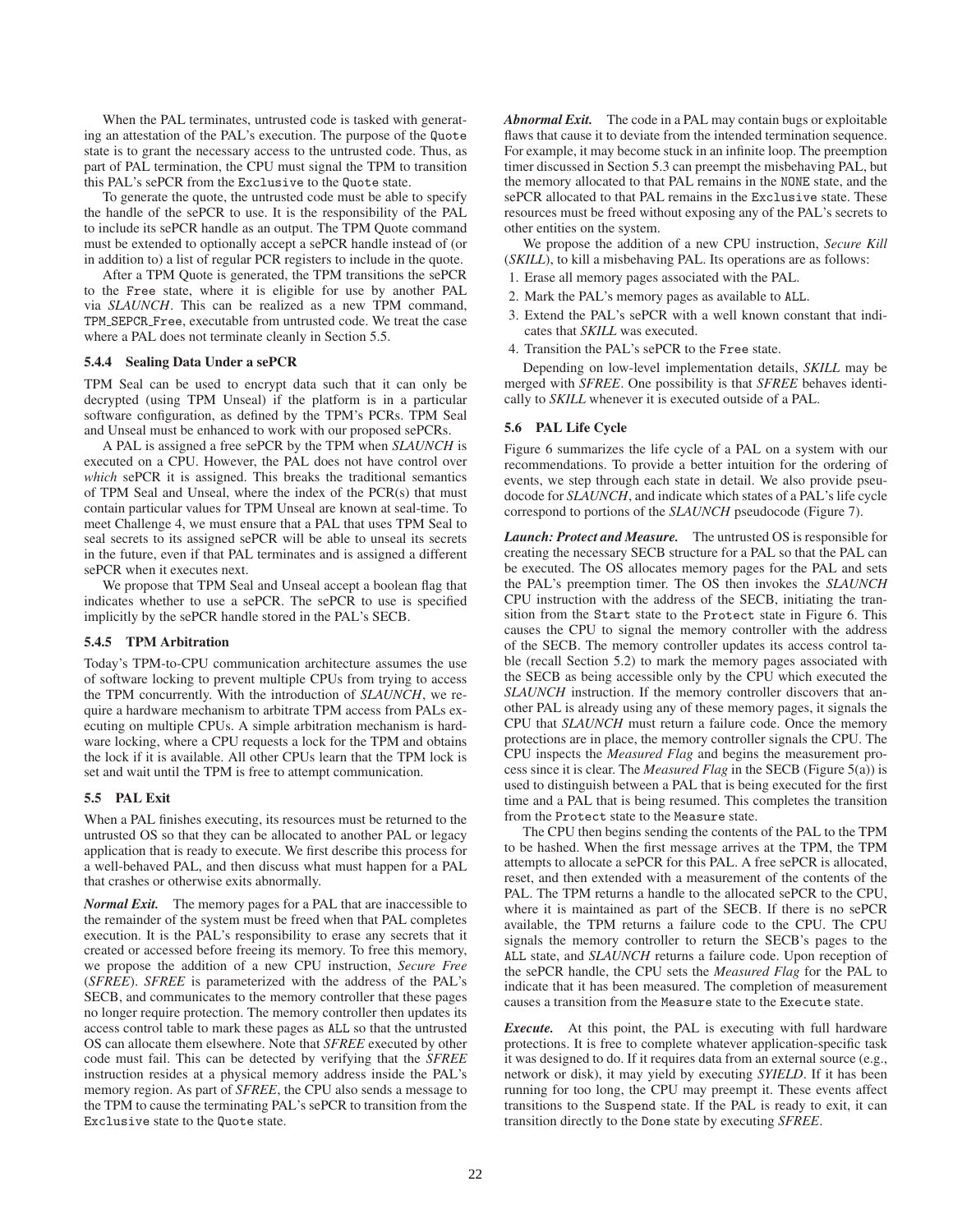When the PAL terminates, untrusted code is tasked with generating an attestation of the PAL's execution. The purpose of the Quote state is to grant the necessary access to the untrusted code. Thus, as part of PAL termination, the CPU must signal the TPM to transition this PAL's sePCR from the Exclusive to the Quote state.

To generate the quote, the untrusted code must be able to specify the handle of the sePCR to use. It is the responsibility of the PAL to include its sePCR handle as an output. The TPM Quote command must be extended to optionally accept a sePCR handle instead of (or in addition to) a list of regular PCR registers to include in the quote.

After a TPM Quote is generated, the TPM transitions the sePCR to the Free state, where it is eligible for use by another PAL via *SLAUNCH*. This can be realized as a new TPM command, TPM_SEPCR_Free, executable from untrusted code. We treat the case where a PAL does not terminate cleanly in Section 5.5.

#### 5.4.4 Sealing Data Under a sePCR

TPM Seal can be used to encrypt data such that it can only be decrypted (using TPM Unseal) if the platform is in a particular software configuration, as defined by the TPM's PCRs. TPM Seal and Unseal must be enhanced to work with our proposed sePCRs.

A PAL is assigned a free sePCR by the TPM when *SLAUNCH* is executed on a CPU. However, the PAL does not have control over *which* sePCR it is assigned. This breaks the traditional semantics of TPM Seal and Unseal, where the index of the PCR(s) that must contain particular values for TPM Unseal are known at seal-time. To meet Challenge 4, we must ensure that a PAL that uses TPM Seal to seal secrets to its assigned sePCR will be able to unseal its secrets in the future, even if that PAL terminates and is assigned a different sePCR when it executes next.

We propose that TPM Seal and Unseal accept a boolean flag that indicates whether to use a sePCR. The sePCR to use is specified implicitly by the sePCR handle stored in the PAL's SECB.

#### 5.4.5 TPM Arbitration

Today's TPM-to-CPU communication architecture assumes the use of software locking to prevent multiple CPUs from trying to access the TPM concurrently. With the introduction of *SLAUNCH*, we require a hardware mechanism to arbitrate TPM access from PALs executing on multiple CPUs. A simple arbitration mechanism is hardware locking, where a CPU requests a lock for the TPM and obtains the lock if it is available. All other CPUs learn that the TPM lock is set and wait until the TPM is free to attempt communication.

### 5.5 PAL Exit

When a PAL finishes executing, its resources must be returned to the untrusted OS so that they can be allocated to another PAL or legacy application that is ready to execute. We first describe this process for a well-behaved PAL, and then discuss what must happen for a PAL that crashes or otherwise exits abnormally.

***Normal Exit.*** The memory pages for a PAL that are inaccessible to the remainder of the system must be freed when that PAL completes execution. It is the PAL's responsibility to erase any secrets that it created or accessed before freeing its memory. To free this memory, we propose the addition of a new CPU instruction, *Secure Free* (*SFREE*). *SFREE* is parameterized with the address of the PAL's SECB, and communicates to the memory controller that these pages no longer require protection. The memory controller then updates its access control table to mark these pages as ALL so that the untrusted OS can allocate them elsewhere. Note that *SFREE* executed by other code must fail. This can be detected by verifying that the *SFREE* instruction resides at a physical memory address inside the PAL's memory region. As part of *SFREE*, the CPU also sends a message to the TPM to cause the terminating PAL's sePCR to transition from the Exclusive state to the Quote state.

***Abnormal Exit.*** The code in a PAL may contain bugs or exploitable flaws that cause it to deviate from the intended termination sequence. For example, it may become stuck in an infinite loop. The preemption timer discussed in Section 5.3 can preempt the misbehaving PAL, but the memory allocated to that PAL remains in the NONE state, and the sePCR allocated to that PAL remains in the Exclusive state. These resources must be freed without exposing any of the PAL's secrets to other entities on the system.

We propose the addition of a new CPU instruction, *Secure Kill* (*SKILL*), to kill a misbehaving PAL. Its operations are as follows:

1. Erase all memory pages associated with the PAL.
2. Mark the PAL's memory pages as available to ALL.
3. Extend the PAL's sePCR with a well known constant that indicates that *SKILL* was executed.
4. Transition the PAL's sePCR to the Free state.

Depending on low-level implementation details, *SKILL* may be merged with *SFREE*. One possibility is that *SFREE* behaves identically to *SKILL* whenever it is executed outside of a PAL.

### 5.6 PAL Life Cycle

Figure 6 summarizes the life cycle of a PAL on a system with our recommendations. To provide a better intuition for the ordering of events, we step through each state in detail. We also provide pseudocode for *SLAUNCH*, and indicate which states of a PAL's life cycle correspond to portions of the *SLAUNCH* pseudocode (Figure 7).

***Launch: Protect and Measure.*** The untrusted OS is responsible for creating the necessary SECB structure for a PAL so that the PAL can be executed. The OS allocates memory pages for the PAL and sets the PAL's preemption timer. The OS then invokes the *SLAUNCH* CPU instruction with the address of the SECB, initiating the transition from the Start state to the Protect state in Figure 6. This causes the CPU to signal the memory controller with the address of the SECB. The memory controller updates its access control table (recall Section 5.2) to mark the memory pages associated with the SECB as being accessible only by the CPU which executed the *SLAUNCH* instruction. If the memory controller discovers that another PAL is already using any of these memory pages, it signals the CPU that *SLAUNCH* must return a failure code. Once the memory protections are in place, the memory controller signals the CPU. The CPU inspects the *Measured Flag* and begins the measurement process since it is clear. The *Measured Flag* in the SECB (Figure 5(a)) is used to distinguish between a PAL that is being executed for the first time and a PAL that is being resumed. This completes the transition from the Protect state to the Measure state.

The CPU then begins sending the contents of the PAL to the TPM to be hashed. When the first message arrives at the TPM, the TPM attempts to allocate a sePCR for this PAL. A free sePCR is allocated, reset, and then extended with a measurement of the contents of the PAL. The TPM returns a handle to the allocated sePCR to the CPU, where it is maintained as part of the SECB. If there is no sePCR available, the TPM returns a failure code to the CPU. The CPU signals the memory controller to return the SECB's pages to the ALL state, and *SLAUNCH* returns a failure code. Upon reception of the sePCR handle, the CPU sets the *Measured Flag* for the PAL to indicate that it has been measured. The completion of measurement causes a transition from the Measure state to the Execute state.

***Execute.*** At this point, the PAL is executing with full hardware protections. It is free to complete whatever application-specific task it was designed to do. If it requires data from an external source (e.g., network or disk), it may yield by executing *SYIELD*. If it has been running for too long, the CPU may preempt it. These events affect transitions to the Suspend state. If the PAL is ready to exit, it can transition directly to the Done state by executing *SFREE*.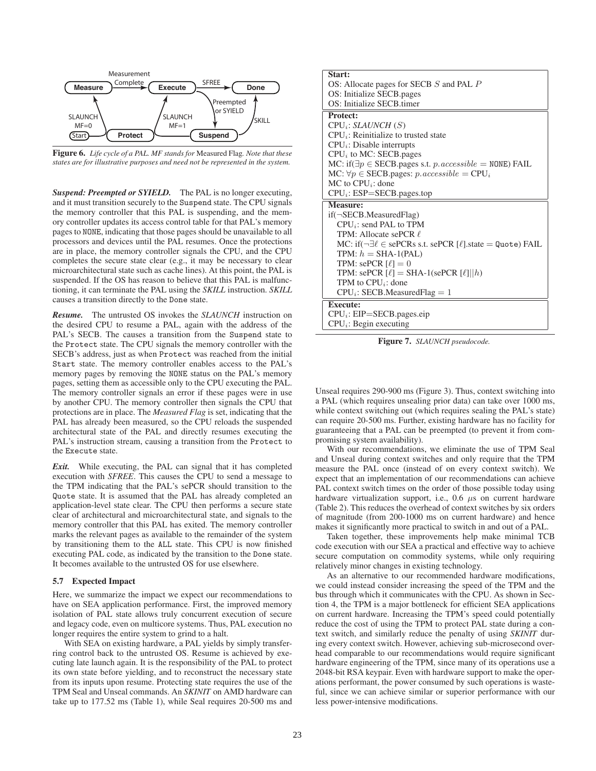Measurement Complete

Measure

Execute

SFREE

Done

Preempted or SYIELD

SLAUNCH MF=0

SLAUNCH MF=1

SKILL

Start

Protect

Suspend

**Figure 6.** *Life cycle of a PAL. MF stands for* Measured Flag*. Note that these states are for illustrative purposes and need not be represented in the system.*

***Suspend: Preempted or SYIELD.*** The PAL is no longer executing, and it must transition securely to the `Suspend` state. The CPU signals the memory controller that this PAL is suspending, and the memory controller updates its access control table for that PAL's memory pages to `NONE`, indicating that those pages should be unavailable to all processors and devices until the PAL resumes. Once the protections are in place, the memory controller signals the CPU, and the CPU completes the secure state clear (e.g., it may be necessary to clear microarchitectural state such as cache lines). At this point, the PAL is suspended. If the OS has reason to believe that this PAL is malfunctioning, it can terminate the PAL using the *SKILL* instruction. *SKILL* causes a transition directly to the `Done` state.

***Resume.*** The untrusted OS invokes the *SLAUNCH* instruction on the desired CPU to resume a PAL, again with the address of the PAL's SECB. The causes a transition from the `Suspend` state to the `Protect` state. The CPU signals the memory controller with the SECB's address, just as when `Protect` was reached from the initial `Start` state. The memory controller enables access to the PAL's memory pages by removing the `NONE` status on the PAL's memory pages, setting them as accessible only to the CPU executing the PAL. The memory controller signals an error if these pages were in use by another CPU. The memory controller then signals the CPU that protections are in place. The *Measured Flag* is set, indicating that the PAL has already been measured, so the CPU reloads the suspended architectural state of the PAL and directly resumes executing the PAL's instruction stream, causing a transition from the `Protect` to the `Execute` state.

***Exit.*** While executing, the PAL can signal that it has completed execution with *SFREE*. This causes the CPU to send a message to the TPM indicating that the PAL's sePCR should transition to the `Quote` state. It is assumed that the PAL has already completed an application-level state clear. The CPU then performs a secure state clear of architectural and microarchitectural state, and signals to the memory controller that this PAL has exited. The memory controller marks the relevant pages as available to the remainder of the system by transitioning them to the `ALL` state. This CPU is now finished executing PAL code, as indicated by the transition to the `Done` state. It becomes available to the untrusted OS for use elsewhere.

### 5.7 Expected Impact

Here, we summarize the impact we expect our recommendations to have on SEA application performance. First, the improved memory isolation of PAL state allows truly concurrent execution of secure and legacy code, even on multicore systems. Thus, PAL execution no longer requires the entire system to grind to a halt.

With SEA on existing hardware, a PAL yields by simply transferring control back to the untrusted OS. Resume is achieved by executing late launch again. It is the responsibility of the PAL to protect its own state before yielding, and to reconstruct the necessary state from its inputs upon resume. Protecting state requires the use of the TPM Seal and Unseal commands. An *SKINIT* on AMD hardware can take up to 177.52 ms (Table 1), while Seal requires 20-500 ms and

**Start:**
OS: Allocate pages for SECB $S$ and PAL $P$
OS: Initialize SECB.pages
OS: Initialize SECB.timer

**Protect:**
$\text{CPU}_i$: *SLAUNCH* ($S$)
$\text{CPU}_i$: Reinitialize to trusted state
$\text{CPU}_i$: Disable interrupts
$\text{CPU}_i$ to MC: SECB.pages
MC: if($\exists p \in$ SECB.pages s.t. $p.accessible =$ `NONE`) FAIL
MC: $\forall p \in$ SECB.pages: $p.accessible = \text{CPU}_i$
MC to $\text{CPU}_i$: done
$\text{CPU}_i$: ESP=SECB.pages.top

**Measure:**
if($\neg$SECB.MeasuredFlag)
  $\text{CPU}_i$: send PAL to TPM
  TPM: Allocate sePCR $\ell$
  MC: if($\neg\exists\ell \in$ sePCRs s.t. sePCR [$\ell$].state = `Quote`) FAIL
  TPM: $h$ = SHA-1(PAL)
  TPM: sePCR [$\ell$] = 0
  TPM: sePCR [$\ell$] = SHA-1(sePCR [$\ell$]$||h$)
  TPM to $\text{CPU}_i$: done
  $\text{CPU}_i$: SECB.MeasuredFlag = 1

**Execute:**
$\text{CPU}_i$: EIP=SECB.pages.eip
$\text{CPU}_i$: Begin executing

**Figure 7.** *SLAUNCH pseudocode.*

Unseal requires 290-900 ms (Figure 3). Thus, context switching into a PAL (which requires unsealing prior data) can take over 1000 ms, while context switching out (which requires sealing the PAL's state) can require 20-500 ms. Further, existing hardware has no facility for guaranteeing that a PAL can be preempted (to prevent it from compromising system availability).

With our recommendations, we eliminate the use of TPM Seal and Unseal during context switches and only require that the TPM measure the PAL once (instead of on every context switch). We expect that an implementation of our recommendations can achieve PAL context switch times on the order of those possible today using hardware virtualization support, i.e., 0.6 $\mu$s on current hardware (Table 2). This reduces the overhead of context switches by six orders of magnitude (from 200-1000 ms on current hardware) and hence makes it significantly more practical to switch in and out of a PAL.

Taken together, these improvements help make minimal TCB code execution with our SEA a practical and effective way to achieve secure computation on commodity systems, while only requiring relatively minor changes in existing technology.

As an alternative to our recommended hardware modifications, we could instead consider increasing the speed of the TPM and the bus through which it communicates with the CPU. As shown in Section 4, the TPM is a major bottleneck for efficient SEA applications on current hardware. Increasing the TPM's speed could potentially reduce the cost of using the TPM to protect PAL state during a context switch, and similarly reduce the penalty of using *SKINIT* during every context switch. However, achieving sub-microsecond overhead comparable to our recommendations would require significant hardware engineering of the TPM, since many of its operations use a 2048-bit RSA keypair. Even with hardware support to make the operations performant, the power consumed by such operations is wasteful, since we can achieve similar or superior performance with our less power-intensive modifications.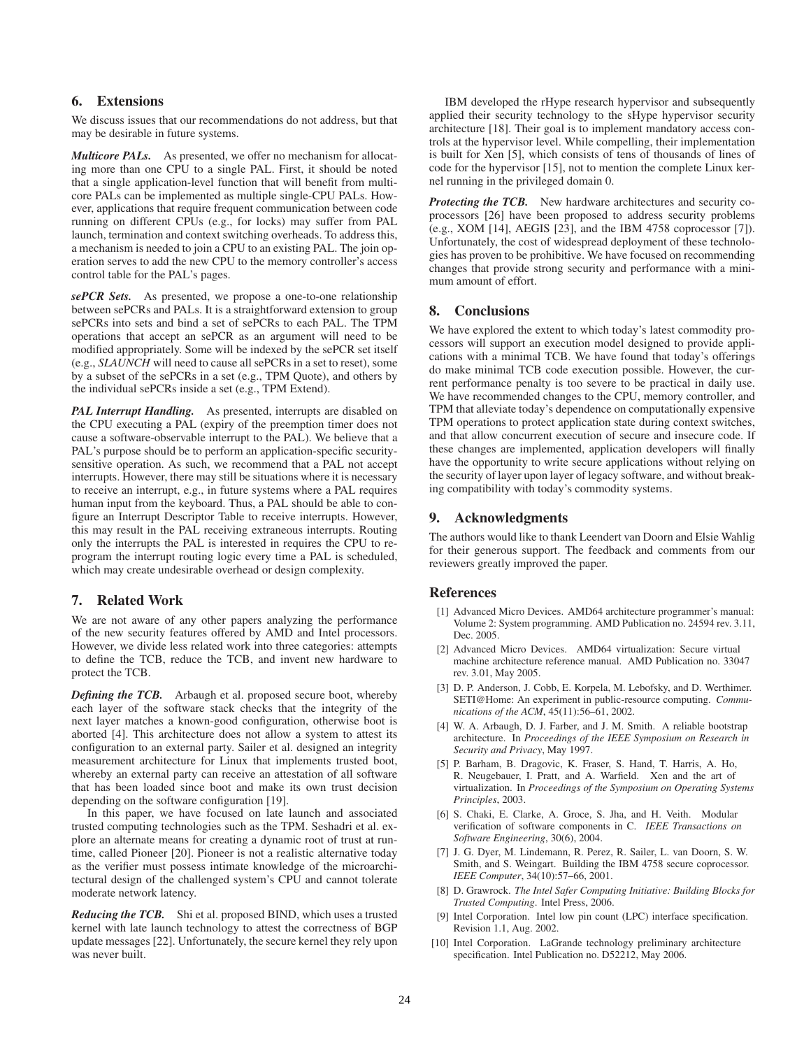## 6. Extensions

We discuss issues that our recommendations do not address, but that may be desirable in future systems.

***Multicore PALs.*** As presented, we offer no mechanism for allocating more than one CPU to a single PAL. First, it should be noted that a single application-level function that will benefit from multicore PALs can be implemented as multiple single-CPU PALs. However, applications that require frequent communication between code running on different CPUs (e.g., for locks) may suffer from PAL launch, termination and context switching overheads. To address this, a mechanism is needed to join a CPU to an existing PAL. The join operation serves to add the new CPU to the memory controller's access control table for the PAL's pages.

***sePCR Sets.*** As presented, we propose a one-to-one relationship between sePCRs and PALs. It is a straightforward extension to group sePCRs into sets and bind a set of sePCRs to each PAL. The TPM operations that accept an sePCR as an argument will need to be modified appropriately. Some will be indexed by the sePCR set itself (e.g., *SLAUNCH* will need to cause all sePCRs in a set to reset), some by a subset of the sePCRs in a set (e.g., TPM Quote), and others by the individual sePCRs inside a set (e.g., TPM Extend).

***PAL Interrupt Handling.*** As presented, interrupts are disabled on the CPU executing a PAL (expiry of the preemption timer does not cause a software-observable interrupt to the PAL). We believe that a PAL's purpose should be to perform an application-specific security-sensitive operation. As such, we recommend that a PAL not accept interrupts. However, there may still be situations where it is necessary to receive an interrupt, e.g., in future systems where a PAL requires human input from the keyboard. Thus, a PAL should be able to configure an Interrupt Descriptor Table to receive interrupts. However, this may result in the PAL receiving extraneous interrupts. Routing only the interrupts the PAL is interested in requires the CPU to reprogram the interrupt routing logic every time a PAL is scheduled, which may create undesirable overhead or design complexity.

## 7. Related Work

We are not aware of any other papers analyzing the performance of the new security features offered by AMD and Intel processors. However, we divide less related work into three categories: attempts to define the TCB, reduce the TCB, and invent new hardware to protect the TCB.

***Defining the TCB.*** Arbaugh et al. proposed secure boot, whereby each layer of the software stack checks that the integrity of the next layer matches a known-good configuration, otherwise boot is aborted [4]. This architecture does not allow a system to attest its configuration to an external party. Sailer et al. designed an integrity measurement architecture for Linux that implements trusted boot, whereby an external party can receive an attestation of all software that has been loaded since boot and make its own trust decision depending on the software configuration [19].

In this paper, we have focused on late launch and associated trusted computing technologies such as the TPM. Seshadri et al. explore an alternate means for creating a dynamic root of trust at runtime, called Pioneer [20]. Pioneer is not a realistic alternative today as the verifier must possess intimate knowledge of the microarchitectural design of the challenged system's CPU and cannot tolerate moderate network latency.

***Reducing the TCB.*** Shi et al. proposed BIND, which uses a trusted kernel with late launch technology to attest the correctness of BGP update messages [22]. Unfortunately, the secure kernel they rely upon was never built.

IBM developed the rHype research hypervisor and subsequently applied their security technology to the sHype hypervisor security architecture [18]. Their goal is to implement mandatory access controls at the hypervisor level. While compelling, their implementation is built for Xen [5], which consists of tens of thousands of lines of code for the hypervisor [15], not to mention the complete Linux kernel running in the privileged domain 0.

***Protecting the TCB.*** New hardware architectures and security coprocessors [26] have been proposed to address security problems (e.g., XOM [14], AEGIS [23], and the IBM 4758 coprocessor [7]). Unfortunately, the cost of widespread deployment of these technologies has proven to be prohibitive. We have focused on recommending changes that provide strong security and performance with a minimum amount of effort.

## 8. Conclusions

We have explored the extent to which today's latest commodity processors will support an execution model designed to provide applications with a minimal TCB. We have found that today's offerings do make minimal TCB code execution possible. However, the current performance penalty is too severe to be practical in daily use. We have recommended changes to the CPU, memory controller, and TPM that alleviate today's dependence on computationally expensive TPM operations to protect application state during context switches, and that allow concurrent execution of secure and insecure code. If these changes are implemented, application developers will finally have the opportunity to write secure applications without relying on the security of layer upon layer of legacy software, and without breaking compatibility with today's commodity systems.

## 9. Acknowledgments

The authors would like to thank Leendert van Doorn and Elsie Wahlig for their generous support. The feedback and comments from our reviewers greatly improved the paper.

## References

[1] Advanced Micro Devices. AMD64 architecture programmer's manual: Volume 2: System programming. AMD Publication no. 24594 rev. 3.11, Dec. 2005.

[2] Advanced Micro Devices. AMD64 virtualization: Secure virtual machine architecture reference manual. AMD Publication no. 33047 rev. 3.01, May 2005.

[3] D. P. Anderson, J. Cobb, E. Korpela, M. Lebofsky, and D. Werthimer. SETI@Home: An experiment in public-resource computing. *Communications of the ACM*, 45(11):56–61, 2002.

[4] W. A. Arbaugh, D. J. Farber, and J. M. Smith. A reliable bootstrap architecture. In *Proceedings of the IEEE Symposium on Research in Security and Privacy*, May 1997.

[5] P. Barham, B. Dragovic, K. Fraser, S. Hand, T. Harris, A. Ho, R. Neugebauer, I. Pratt, and A. Warfield. Xen and the art of virtualization. In *Proceedings of the Symposium on Operating Systems Principles*, 2003.

[6] S. Chaki, E. Clarke, A. Groce, S. Jha, and H. Veith. Modular verification of software components in C. *IEEE Transactions on Software Engineering*, 30(6), 2004.

[7] J. G. Dyer, M. Lindemann, R. Perez, R. Sailer, L. van Doorn, S. W. Smith, and S. Weingart. Building the IBM 4758 secure coprocessor. *IEEE Computer*, 34(10):57–66, 2001.

[8] D. Grawrock. *The Intel Safer Computing Initiative: Building Blocks for Trusted Computing*. Intel Press, 2006.

[9] Intel Corporation. Intel low pin count (LPC) interface specification. Revision 1.1, Aug. 2002.

[10] Intel Corporation. LaGrande technology preliminary architecture specification. Intel Publication no. D52212, May 2006.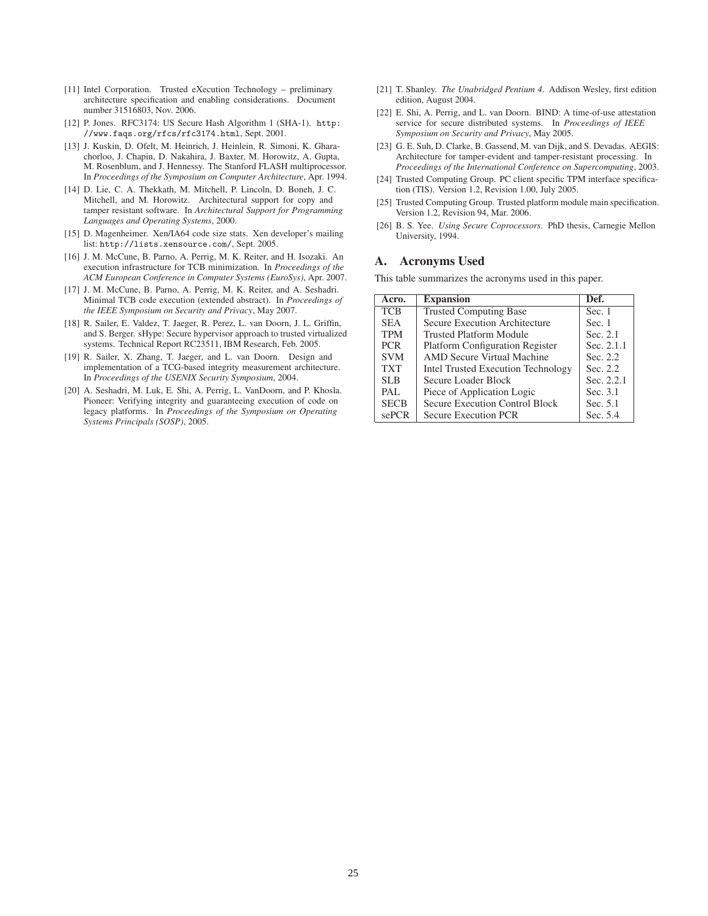[11] Intel Corporation. Trusted eXecution Technology – preliminary architecture specification and enabling considerations. Document number 31516803, Nov. 2006.

[12] P. Jones. RFC3174: US Secure Hash Algorithm 1 (SHA-1). `http://www.faqs.org/rfcs/rfc3174.html`, Sept. 2001.

[13] J. Kuskin, D. Ofelt, M. Heinrich, J. Heinlein, R. Simoni, K. Gharachorloo, J. Chapin, D. Nakahira, J. Baxter, M. Horowitz, A. Gupta, M. Rosenblum, and J. Hennessy. The Stanford FLASH multiprocessor. In *Proceedings of the Symposium on Computer Architecture*, Apr. 1994.

[14] D. Lie, C. A. Thekkath, M. Mitchell, P. Lincoln, D. Boneh, J. C. Mitchell, and M. Horowitz. Architectural support for copy and tamper resistant software. In *Architectural Support for Programming Languages and Operating Systems*, 2000.

[15] D. Magenheimer. Xen/IA64 code size stats. Xen developer's mailing list: `http://lists.xensource.com/`, Sept. 2005.

[16] J. M. McCune, B. Parno, A. Perrig, M. K. Reiter, and H. Isozaki. An execution infrastructure for TCB minimization. In *Proceedings of the ACM European Conference in Computer Systems (EuroSys)*, Apr. 2007.

[17] J. M. McCune, B. Parno, A. Perrig, M. K. Reiter, and A. Seshadri. Minimal TCB code execution (extended abstract). In *Proceedings of the IEEE Symposium on Security and Privacy*, May 2007.

[18] R. Sailer, E. Valdez, T. Jaeger, R. Perez, L. van Doorn, J. L. Griffin, and S. Berger. sHype: Secure hypervisor approach to trusted virtualized systems. Technical Report RC23511, IBM Research, Feb. 2005.

[19] R. Sailer, X. Zhang, T. Jaeger, and L. van Doorn. Design and implementation of a TCG-based integrity measurement architecture. In *Proceedings of the USENIX Security Symposium*, 2004.

[20] A. Seshadri, M. Luk, E. Shi, A. Perrig, L. VanDoorn, and P. Khosla. Pioneer: Verifying integrity and guaranteeing execution of code on legacy platforms. In *Proceedings of the Symposium on Operating Systems Principals (SOSP)*, 2005.

[21] T. Shanley. *The Unabridged Pentium 4*. Addison Wesley, first edition edition, August 2004.

[22] E. Shi, A. Perrig, and L. van Doorn. BIND: A time-of-use attestation service for secure distributed systems. In *Proceedings of IEEE Symposium on Security and Privacy*, May 2005.

[23] G. E. Suh, D. Clarke, B. Gassend, M. van Dijk, and S. Devadas. AEGIS: Architecture for tamper-evident and tamper-resistant processing. In *Proceedings of the International Conference on Supercomputing*, 2003.

[24] Trusted Computing Group. PC client specific TPM interface specification (TIS). Version 1.2, Revision 1.00, July 2005.

[25] Trusted Computing Group. Trusted platform module main specification. Version 1.2, Revision 94, Mar. 2006.

[26] B. S. Yee. *Using Secure Coprocessors*. PhD thesis, Carnegie Mellon University, 1994.

## A. Acronyms Used

This table summarizes the acronyms used in this paper.

| Acro. | Expansion | Def. |
|---|---|---|
| TCB | Trusted Computing Base | Sec. 1 |
| SEA | Secure Execution Architecture | Sec. 1 |
| TPM | Trusted Platform Module | Sec. 2.1 |
| PCR | Platform Configuration Register | Sec. 2.1.1 |
| SVM | AMD Secure Virtual Machine | Sec. 2.2 |
| TXT | Intel Trusted Execution Technology | Sec. 2.2 |
| SLB | Secure Loader Block | Sec. 2.2.1 |
| PAL | Piece of Application Logic | Sec. 3.1 |
| SECB | Secure Execution Control Block | Sec. 5.1 |
| sePCR | Secure Execution PCR | Sec. 5.4 |